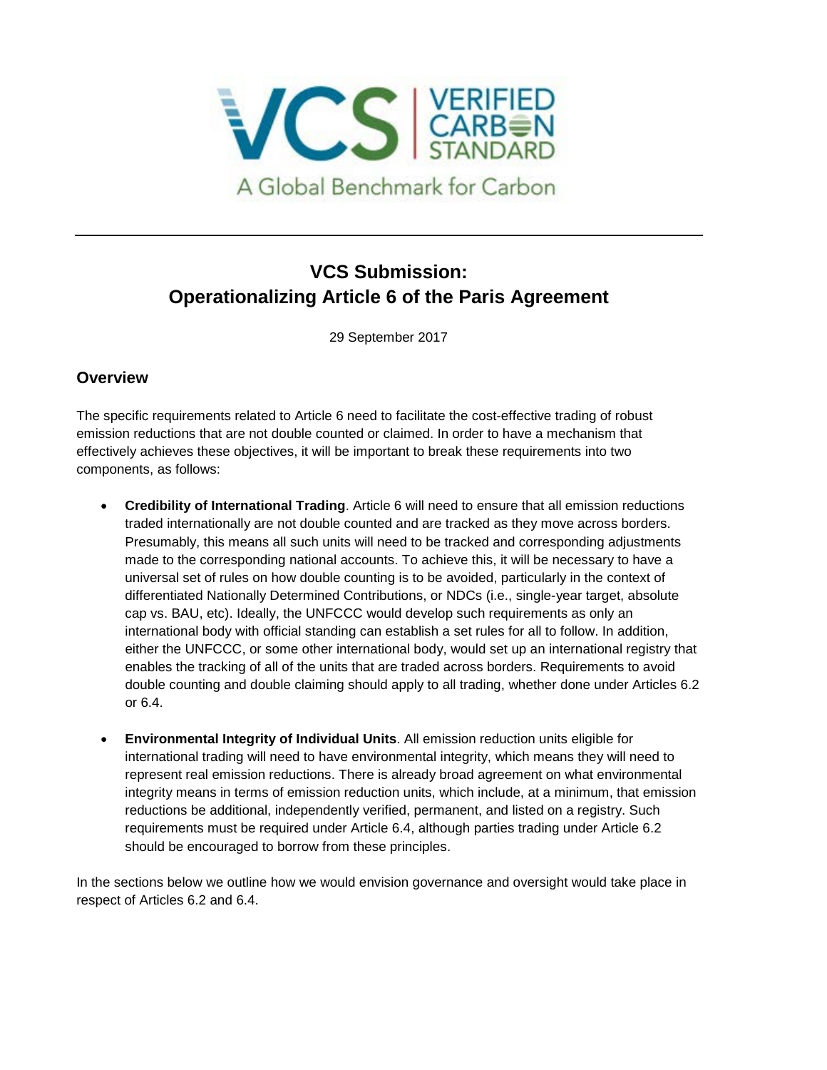VCS | VERIFIED CARBON STANDARD

A Global Benchmark for Carbon

---

# VCS Submission: Operationalizing Article 6 of the Paris Agreement

29 September 2017

## Overview

The specific requirements related to Article 6 need to facilitate the cost-effective trading of robust emission reductions that are not double counted or claimed. In order to have a mechanism that effectively achieves these objectives, it will be important to break these requirements into two components, as follows:

- **Credibility of International Trading**. Article 6 will need to ensure that all emission reductions traded internationally are not double counted and are tracked as they move across borders. Presumably, this means all such units will need to be tracked and corresponding adjustments made to the corresponding national accounts. To achieve this, it will be necessary to have a universal set of rules on how double counting is to be avoided, particularly in the context of differentiated Nationally Determined Contributions, or NDCs (i.e., single-year target, absolute cap vs. BAU, etc). Ideally, the UNFCCC would develop such requirements as only an international body with official standing can establish a set rules for all to follow. In addition, either the UNFCCC, or some other international body, would set up an international registry that enables the tracking of all of the units that are traded across borders. Requirements to avoid double counting and double claiming should apply to all trading, whether done under Articles 6.2 or 6.4.

- **Environmental Integrity of Individual Units**. All emission reduction units eligible for international trading will need to have environmental integrity, which means they will need to represent real emission reductions. There is already broad agreement on what environmental integrity means in terms of emission reduction units, which include, at a minimum, that emission reductions be additional, independently verified, permanent, and listed on a registry. Such requirements must be required under Article 6.4, although parties trading under Article 6.2 should be encouraged to borrow from these principles.

In the sections below we outline how we would envision governance and oversight would take place in respect of Articles 6.2 and 6.4.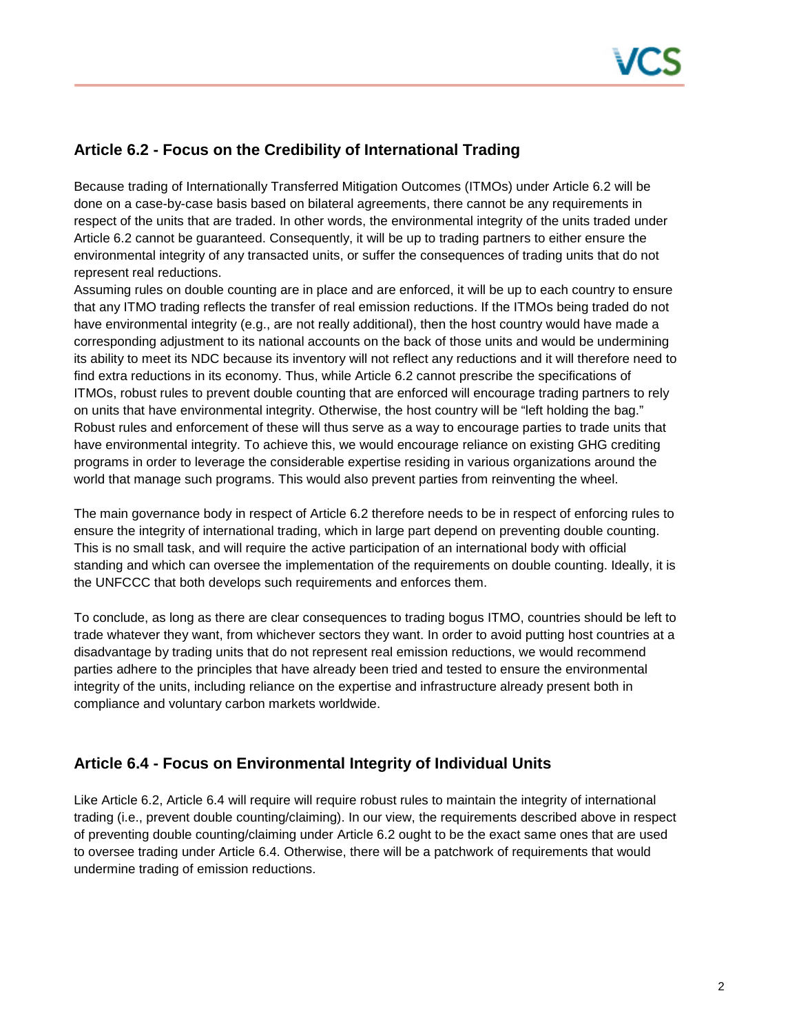## Article 6.2 - Focus on the Credibility of International Trading

Because trading of Internationally Transferred Mitigation Outcomes (ITMOs) under Article 6.2 will be done on a case-by-case basis based on bilateral agreements, there cannot be any requirements in respect of the units that are traded. In other words, the environmental integrity of the units traded under Article 6.2 cannot be guaranteed. Consequently, it will be up to trading partners to either ensure the environmental integrity of any transacted units, or suffer the consequences of trading units that do not represent real reductions.

Assuming rules on double counting are in place and are enforced, it will be up to each country to ensure that any ITMO trading reflects the transfer of real emission reductions. If the ITMOs being traded do not have environmental integrity (e.g., are not really additional), then the host country would have made a corresponding adjustment to its national accounts on the back of those units and would be undermining its ability to meet its NDC because its inventory will not reflect any reductions and it will therefore need to find extra reductions in its economy. Thus, while Article 6.2 cannot prescribe the specifications of ITMOs, robust rules to prevent double counting that are enforced will encourage trading partners to rely on units that have environmental integrity. Otherwise, the host country will be "left holding the bag." Robust rules and enforcement of these will thus serve as a way to encourage parties to trade units that have environmental integrity. To achieve this, we would encourage reliance on existing GHG crediting programs in order to leverage the considerable expertise residing in various organizations around the world that manage such programs. This would also prevent parties from reinventing the wheel.

The main governance body in respect of Article 6.2 therefore needs to be in respect of enforcing rules to ensure the integrity of international trading, which in large part depend on preventing double counting. This is no small task, and will require the active participation of an international body with official standing and which can oversee the implementation of the requirements on double counting. Ideally, it is the UNFCCC that both develops such requirements and enforces them.

To conclude, as long as there are clear consequences to trading bogus ITMO, countries should be left to trade whatever they want, from whichever sectors they want. In order to avoid putting host countries at a disadvantage by trading units that do not represent real emission reductions, we would recommend parties adhere to the principles that have already been tried and tested to ensure the environmental integrity of the units, including reliance on the expertise and infrastructure already present both in compliance and voluntary carbon markets worldwide.

## Article 6.4 - Focus on Environmental Integrity of Individual Units

Like Article 6.2, Article 6.4 will require will require robust rules to maintain the integrity of international trading (i.e., prevent double counting/claiming). In our view, the requirements described above in respect of preventing double counting/claiming under Article 6.2 ought to be the exact same ones that are used to oversee trading under Article 6.4. Otherwise, there will be a patchwork of requirements that would undermine trading of emission reductions.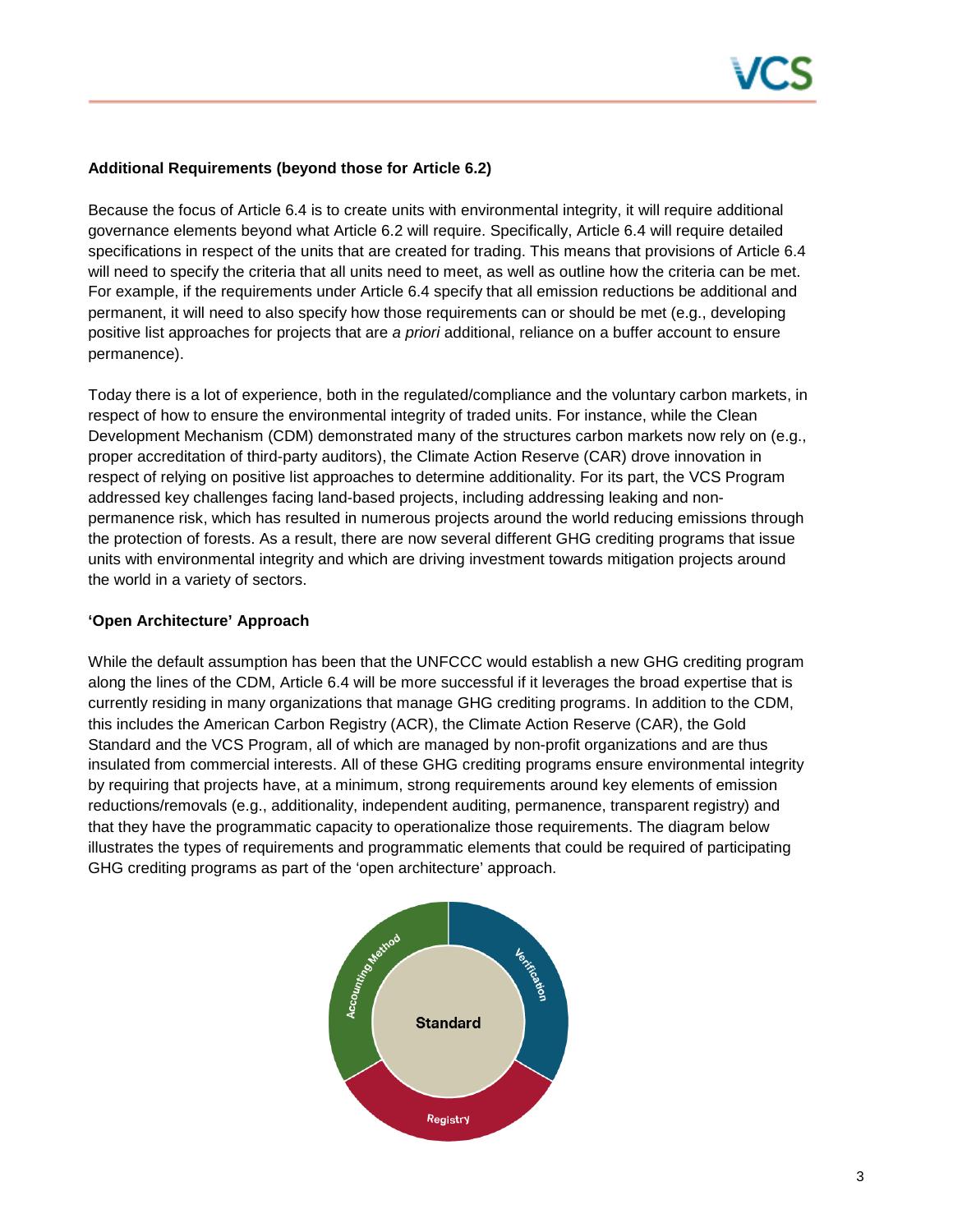**Additional Requirements (beyond those for Article 6.2)**

Because the focus of Article 6.4 is to create units with environmental integrity, it will require additional governance elements beyond what Article 6.2 will require. Specifically, Article 6.4 will require detailed specifications in respect of the units that are created for trading. This means that provisions of Article 6.4 will need to specify the criteria that all units need to meet, as well as outline how the criteria can be met. For example, if the requirements under Article 6.4 specify that all emission reductions be additional and permanent, it will need to also specify how those requirements can or should be met (e.g., developing positive list approaches for projects that are *a priori* additional, reliance on a buffer account to ensure permanence).

Today there is a lot of experience, both in the regulated/compliance and the voluntary carbon markets, in respect of how to ensure the environmental integrity of traded units. For instance, while the Clean Development Mechanism (CDM) demonstrated many of the structures carbon markets now rely on (e.g., proper accreditation of third-party auditors), the Climate Action Reserve (CAR) drove innovation in respect of relying on positive list approaches to determine additionality. For its part, the VCS Program addressed key challenges facing land-based projects, including addressing leaking and non-permanence risk, which has resulted in numerous projects around the world reducing emissions through the protection of forests. As a result, there are now several different GHG crediting programs that issue units with environmental integrity and which are driving investment towards mitigation projects around the world in a variety of sectors.

**'Open Architecture' Approach**

While the default assumption has been that the UNFCCC would establish a new GHG crediting program along the lines of the CDM, Article 6.4 will be more successful if it leverages the broad expertise that is currently residing in many organizations that manage GHG crediting programs. In addition to the CDM, this includes the American Carbon Registry (ACR), the Climate Action Reserve (CAR), the Gold Standard and the VCS Program, all of which are managed by non-profit organizations and are thus insulated from commercial interests. All of these GHG crediting programs ensure environmental integrity by requiring that projects have, at a minimum, strong requirements around key elements of emission reductions/removals (e.g., additionality, independent auditing, permanence, transparent registry) and that they have the programmatic capacity to operationalize those requirements. The diagram below illustrates the types of requirements and programmatic elements that could be required of participating GHG crediting programs as part of the 'open architecture' approach.

Standard

Accounting Method

Verification

Registry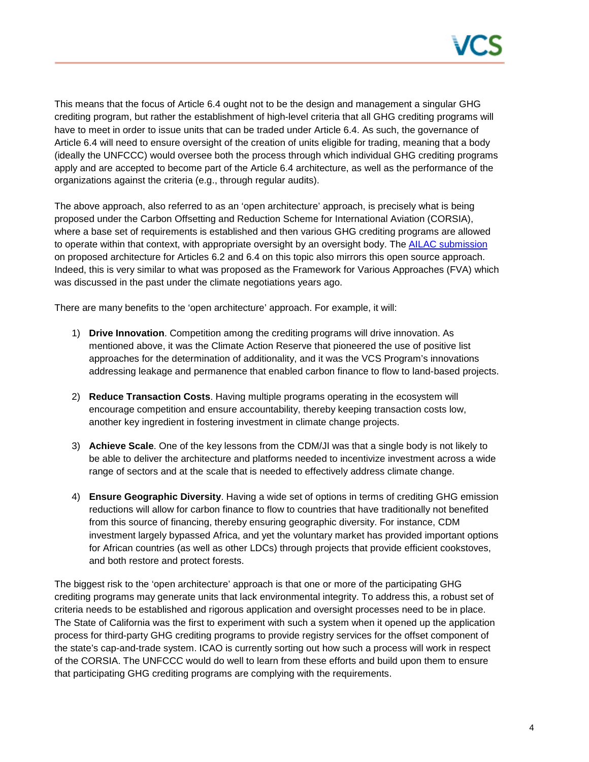This means that the focus of Article 6.4 ought not to be the design and management a singular GHG crediting program, but rather the establishment of high-level criteria that all GHG crediting programs will have to meet in order to issue units that can be traded under Article 6.4. As such, the governance of Article 6.4 will need to ensure oversight of the creation of units eligible for trading, meaning that a body (ideally the UNFCCC) would oversee both the process through which individual GHG crediting programs apply and are accepted to become part of the Article 6.4 architecture, as well as the performance of the organizations against the criteria (e.g., through regular audits).

The above approach, also referred to as an 'open architecture' approach, is precisely what is being proposed under the Carbon Offsetting and Reduction Scheme for International Aviation (CORSIA), where a base set of requirements is established and then various GHG crediting programs are allowed to operate within that context, with appropriate oversight by an oversight body. The AILAC submission on proposed architecture for Articles 6.2 and 6.4 on this topic also mirrors this open source approach. Indeed, this is very similar to what was proposed as the Framework for Various Approaches (FVA) which was discussed in the past under the climate negotiations years ago.

There are many benefits to the 'open architecture' approach. For example, it will:

1) **Drive Innovation**. Competition among the crediting programs will drive innovation. As mentioned above, it was the Climate Action Reserve that pioneered the use of positive list approaches for the determination of additionality, and it was the VCS Program's innovations addressing leakage and permanence that enabled carbon finance to flow to land-based projects.

2) **Reduce Transaction Costs**. Having multiple programs operating in the ecosystem will encourage competition and ensure accountability, thereby keeping transaction costs low, another key ingredient in fostering investment in climate change projects.

3) **Achieve Scale**. One of the key lessons from the CDM/JI was that a single body is not likely to be able to deliver the architecture and platforms needed to incentivize investment across a wide range of sectors and at the scale that is needed to effectively address climate change.

4) **Ensure Geographic Diversity**. Having a wide set of options in terms of crediting GHG emission reductions will allow for carbon finance to flow to countries that have traditionally not benefited from this source of financing, thereby ensuring geographic diversity. For instance, CDM investment largely bypassed Africa, and yet the voluntary market has provided important options for African countries (as well as other LDCs) through projects that provide efficient cookstoves, and both restore and protect forests.

The biggest risk to the 'open architecture' approach is that one or more of the participating GHG crediting programs may generate units that lack environmental integrity. To address this, a robust set of criteria needs to be established and rigorous application and oversight processes need to be in place. The State of California was the first to experiment with such a system when it opened up the application process for third-party GHG crediting programs to provide registry services for the offset component of the state's cap-and-trade system. ICAO is currently sorting out how such a process will work in respect of the CORSIA. The UNFCCC would do well to learn from these efforts and build upon them to ensure that participating GHG crediting programs are complying with the requirements.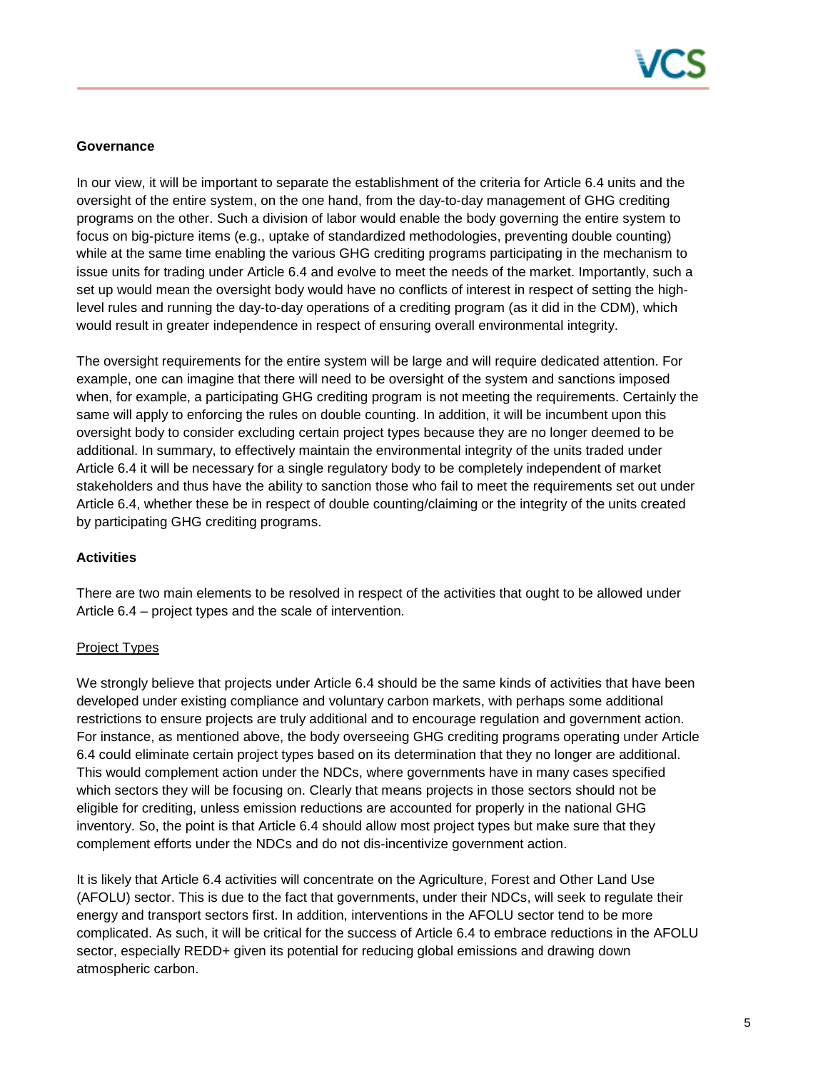**Governance**

In our view, it will be important to separate the establishment of the criteria for Article 6.4 units and the oversight of the entire system, on the one hand, from the day-to-day management of GHG crediting programs on the other. Such a division of labor would enable the body governing the entire system to focus on big-picture items (e.g., uptake of standardized methodologies, preventing double counting) while at the same time enabling the various GHG crediting programs participating in the mechanism to issue units for trading under Article 6.4 and evolve to meet the needs of the market. Importantly, such a set up would mean the oversight body would have no conflicts of interest in respect of setting the high-level rules and running the day-to-day operations of a crediting program (as it did in the CDM), which would result in greater independence in respect of ensuring overall environmental integrity.

The oversight requirements for the entire system will be large and will require dedicated attention. For example, one can imagine that there will need to be oversight of the system and sanctions imposed when, for example, a participating GHG crediting program is not meeting the requirements. Certainly the same will apply to enforcing the rules on double counting. In addition, it will be incumbent upon this oversight body to consider excluding certain project types because they are no longer deemed to be additional. In summary, to effectively maintain the environmental integrity of the units traded under Article 6.4 it will be necessary for a single regulatory body to be completely independent of market stakeholders and thus have the ability to sanction those who fail to meet the requirements set out under Article 6.4, whether these be in respect of double counting/claiming or the integrity of the units created by participating GHG crediting programs.

**Activities**

There are two main elements to be resolved in respect of the activities that ought to be allowed under Article 6.4 – project types and the scale of intervention.

<u>Project Types</u>

We strongly believe that projects under Article 6.4 should be the same kinds of activities that have been developed under existing compliance and voluntary carbon markets, with perhaps some additional restrictions to ensure projects are truly additional and to encourage regulation and government action. For instance, as mentioned above, the body overseeing GHG crediting programs operating under Article 6.4 could eliminate certain project types based on its determination that they no longer are additional. This would complement action under the NDCs, where governments have in many cases specified which sectors they will be focusing on. Clearly that means projects in those sectors should not be eligible for crediting, unless emission reductions are accounted for properly in the national GHG inventory. So, the point is that Article 6.4 should allow most project types but make sure that they complement efforts under the NDCs and do not dis-incentivize government action.

It is likely that Article 6.4 activities will concentrate on the Agriculture, Forest and Other Land Use (AFOLU) sector. This is due to the fact that governments, under their NDCs, will seek to regulate their energy and transport sectors first. In addition, interventions in the AFOLU sector tend to be more complicated. As such, it will be critical for the success of Article 6.4 to embrace reductions in the AFOLU sector, especially REDD+ given its potential for reducing global emissions and drawing down atmospheric carbon.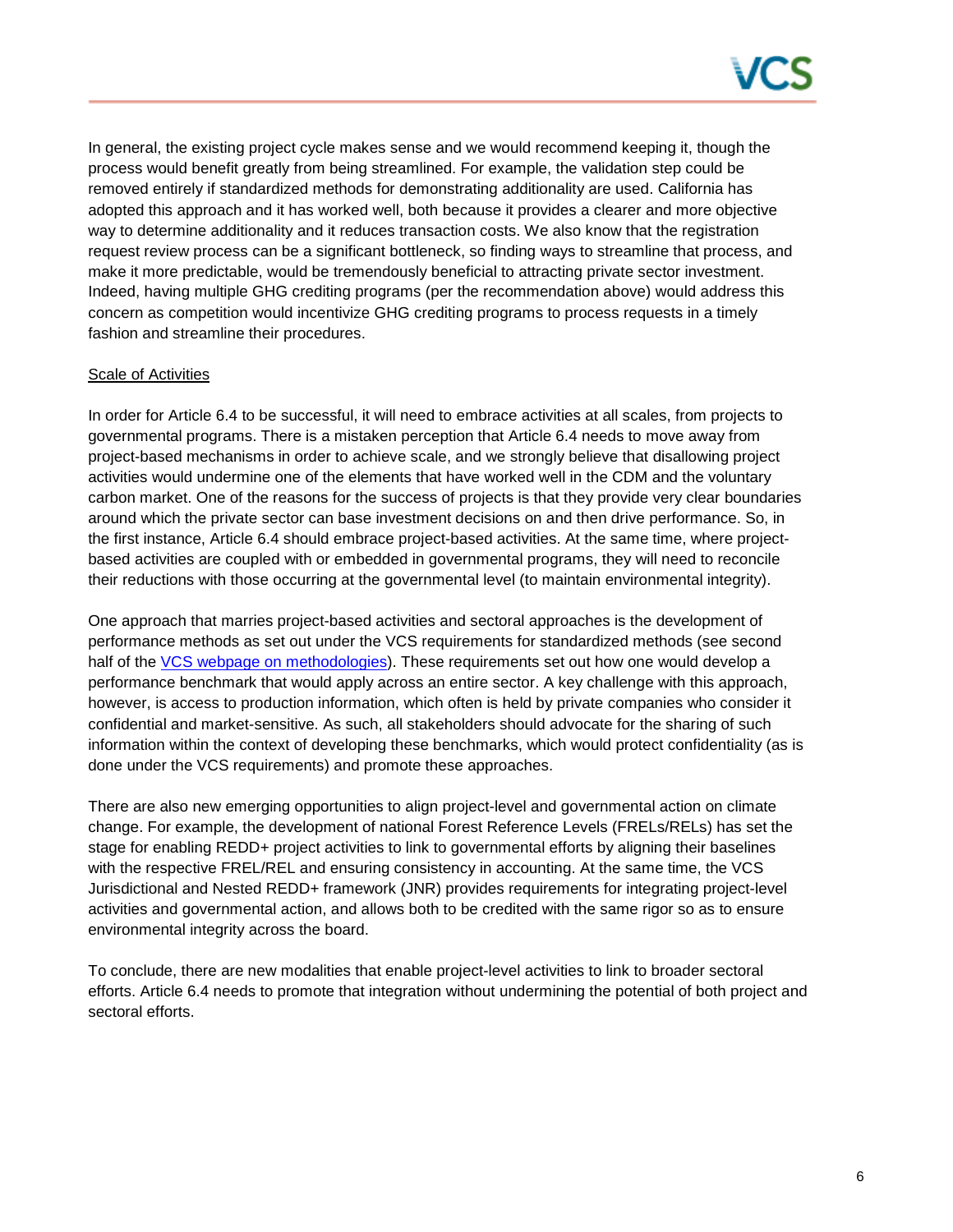In general, the existing project cycle makes sense and we would recommend keeping it, though the process would benefit greatly from being streamlined. For example, the validation step could be removed entirely if standardized methods for demonstrating additionality are used. California has adopted this approach and it has worked well, both because it provides a clearer and more objective way to determine additionality and it reduces transaction costs. We also know that the registration request review process can be a significant bottleneck, so finding ways to streamline that process, and make it more predictable, would be tremendously beneficial to attracting private sector investment. Indeed, having multiple GHG crediting programs (per the recommendation above) would address this concern as competition would incentivize GHG crediting programs to process requests in a timely fashion and streamline their procedures.

<u>Scale of Activities</u>

In order for Article 6.4 to be successful, it will need to embrace activities at all scales, from projects to governmental programs. There is a mistaken perception that Article 6.4 needs to move away from project-based mechanisms in order to achieve scale, and we strongly believe that disallowing project activities would undermine one of the elements that have worked well in the CDM and the voluntary carbon market. One of the reasons for the success of projects is that they provide very clear boundaries around which the private sector can base investment decisions on and then drive performance. So, in the first instance, Article 6.4 should embrace project-based activities. At the same time, where project-based activities are coupled with or embedded in governmental programs, they will need to reconcile their reductions with those occurring at the governmental level (to maintain environmental integrity).

One approach that marries project-based activities and sectoral approaches is the development of performance methods as set out under the VCS requirements for standardized methods (see second half of the [VCS webpage on methodologies](VCS webpage on methodologies)). These requirements set out how one would develop a performance benchmark that would apply across an entire sector. A key challenge with this approach, however, is access to production information, which often is held by private companies who consider it confidential and market-sensitive. As such, all stakeholders should advocate for the sharing of such information within the context of developing these benchmarks, which would protect confidentiality (as is done under the VCS requirements) and promote these approaches.

There are also new emerging opportunities to align project-level and governmental action on climate change. For example, the development of national Forest Reference Levels (FRELs/RELs) has set the stage for enabling REDD+ project activities to link to governmental efforts by aligning their baselines with the respective FREL/REL and ensuring consistency in accounting. At the same time, the VCS Jurisdictional and Nested REDD+ framework (JNR) provides requirements for integrating project-level activities and governmental action, and allows both to be credited with the same rigor so as to ensure environmental integrity across the board.

To conclude, there are new modalities that enable project-level activities to link to broader sectoral efforts. Article 6.4 needs to promote that integration without undermining the potential of both project and sectoral efforts.